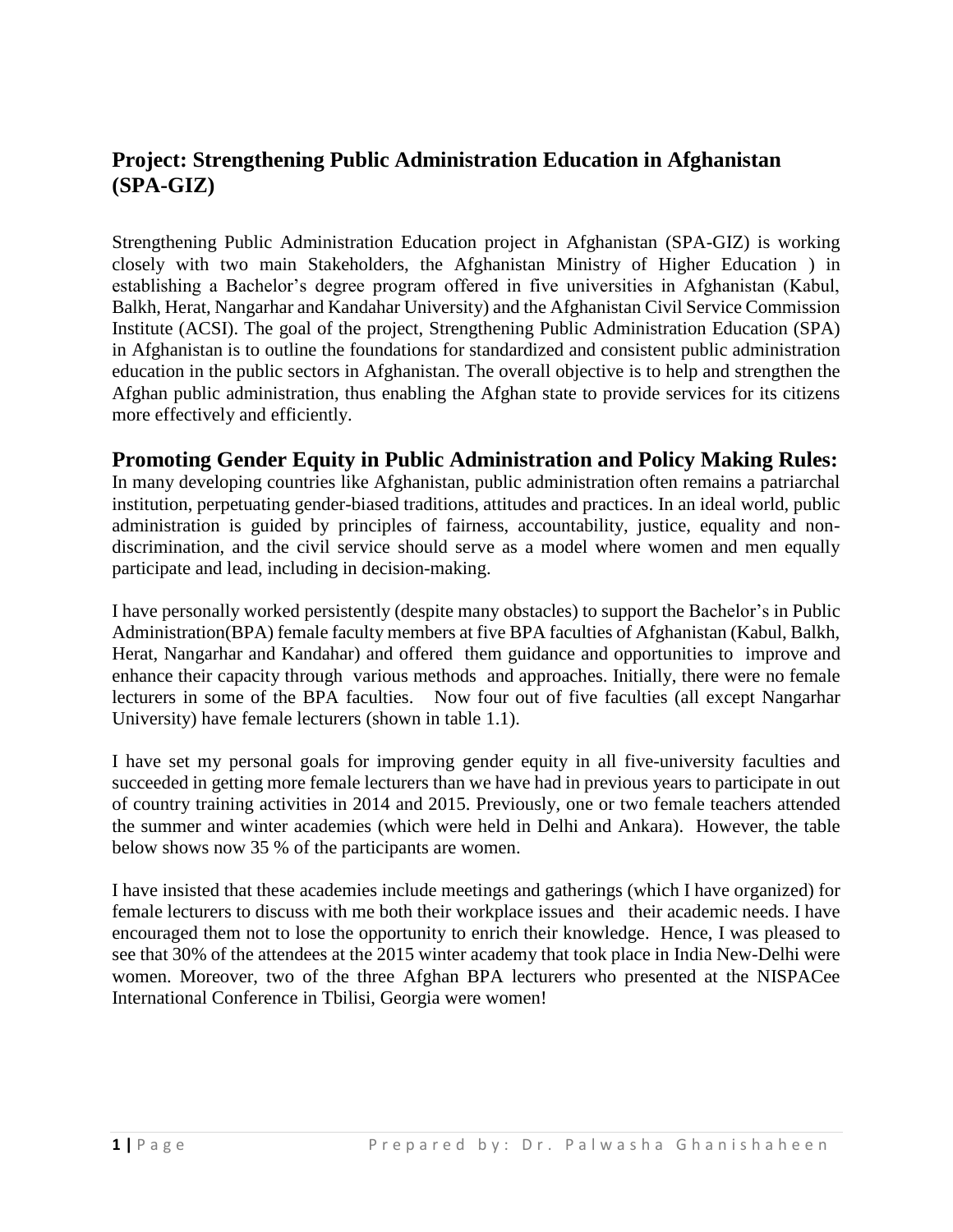## Project: Strengthening Public Administration Education in Afghanistan (SPA-GIZ)

Strengthening Public Administration Education project in Afghanistan (SPA-GIZ) is working closely with two main Stakeholders, the Afghanistan Ministry of Higher Education ) in establishing a Bachelor's degree program offered in five universities in Afghanistan (Kabul, Balkh, Herat, Nangarhar and Kandahar University) and the Afghanistan Civil Service Commission Institute (ACSI). The goal of the project, Strengthening Public Administration Education (SPA) in Afghanistan is to outline the foundations for standardized and consistent public administration education in the public sectors in Afghanistan. The overall objective is to help and strengthen the Afghan public administration, thus enabling the Afghan state to provide services for its citizens more effectively and efficiently.

## Promoting Gender Equity in Public Administration and Policy Making Rules:

In many developing countries like Afghanistan, public administration often remains a patriarchal institution, perpetuating gender-biased traditions, attitudes and practices. In an ideal world, public administration is guided by principles of fairness, accountability, justice, equality and non-discrimination, and the civil service should serve as a model where women and men equally participate and lead, including in decision-making.

I have personally worked persistently (despite many obstacles) to support the Bachelor's in Public Administration(BPA) female faculty members at five BPA faculties of Afghanistan (Kabul, Balkh, Herat, Nangarhar and Kandahar) and offered them guidance and opportunities to improve and enhance their capacity through various methods and approaches. Initially, there were no female lecturers in some of the BPA faculties. Now four out of five faculties (all except Nangarhar University) have female lecturers (shown in table 1.1).

I have set my personal goals for improving gender equity in all five-university faculties and succeeded in getting more female lecturers than we have had in previous years to participate in out of country training activities in 2014 and 2015. Previously, one or two female teachers attended the summer and winter academies (which were held in Delhi and Ankara). However, the table below shows now 35 % of the participants are women.

I have insisted that these academies include meetings and gatherings (which I have organized) for female lecturers to discuss with me both their workplace issues and their academic needs. I have encouraged them not to lose the opportunity to enrich their knowledge. Hence, I was pleased to see that 30% of the attendees at the 2015 winter academy that took place in India New-Delhi were women. Moreover, two of the three Afghan BPA lecturers who presented at the NISPACee International Conference in Tbilisi, Georgia were women!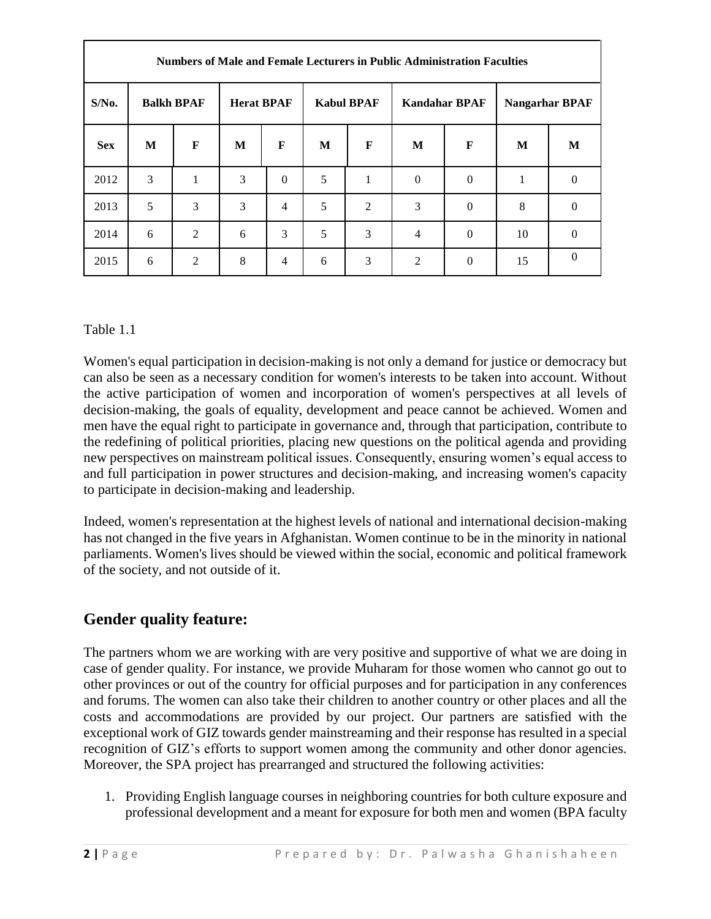| Numbers of Male and Female Lecturers in Public Administration Faculties | | | | | | | | | | |
|---|---|---|---|---|---|---|---|---|---|---|
| S/No. | Balkh BPAF | | Herat BPAF | | Kabul BPAF | | Kandahar BPAF | | Nangarhar BPAF | |
| Sex | M | F | M | F | M | F | M | F | M | M |
| 2012 | 3 | 1 | 3 | 0 | 5 | 1 | 0 | 0 | 1 | 0 |
| 2013 | 5 | 3 | 3 | 4 | 5 | 2 | 3 | 0 | 8 | 0 |
| 2014 | 6 | 2 | 6 | 3 | 5 | 3 | 4 | 0 | 10 | 0 |
| 2015 | 6 | 2 | 8 | 4 | 6 | 3 | 2 | 0 | 15 | 0 |

Table 1.1

Women's equal participation in decision-making is not only a demand for justice or democracy but can also be seen as a necessary condition for women's interests to be taken into account. Without the active participation of women and incorporation of women's perspectives at all levels of decision-making, the goals of equality, development and peace cannot be achieved. Women and men have the equal right to participate in governance and, through that participation, contribute to the redefining of political priorities, placing new questions on the political agenda and providing new perspectives on mainstream political issues. Consequently, ensuring women's equal access to and full participation in power structures and decision-making, and increasing women's capacity to participate in decision-making and leadership.

Indeed, women's representation at the highest levels of national and international decision-making has not changed in the five years in Afghanistan. Women continue to be in the minority in national parliaments. Women's lives should be viewed within the social, economic and political framework of the society, and not outside of it.

## Gender quality feature:

The partners whom we are working with are very positive and supportive of what we are doing in case of gender quality. For instance, we provide Muharam for those women who cannot go out to other provinces or out of the country for official purposes and for participation in any conferences and forums. The women can also take their children to another country or other places and all the costs and accommodations are provided by our project. Our partners are satisfied with the exceptional work of GIZ towards gender mainstreaming and their response has resulted in a special recognition of GIZ's efforts to support women among the community and other donor agencies. Moreover, the SPA project has prearranged and structured the following activities:

1. Providing English language courses in neighboring countries for both culture exposure and professional development and a meant for exposure for both men and women (BPA faculty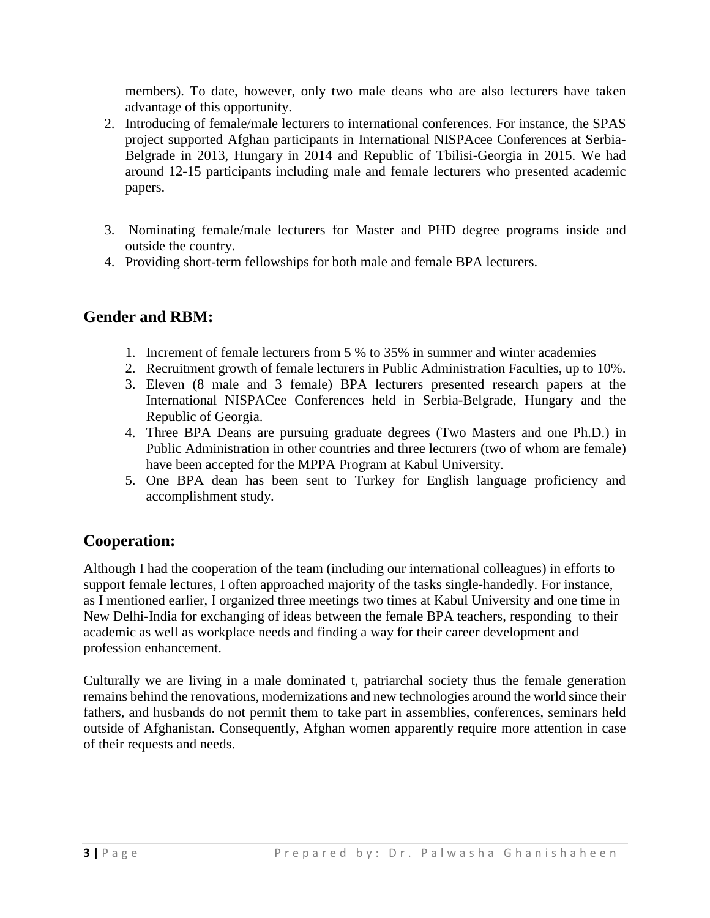members). To date, however, only two male deans who are also lecturers have taken advantage of this opportunity.

2. Introducing of female/male lecturers to international conferences. For instance, the SPAS project supported Afghan participants in International NISPAcee Conferences at Serbia-Belgrade in 2013, Hungary in 2014 and Republic of Tbilisi-Georgia in 2015. We had around 12-15 participants including male and female lecturers who presented academic papers.

3. Nominating female/male lecturers for Master and PHD degree programs inside and outside the country.
4. Providing short-term fellowships for both male and female BPA lecturers.

## Gender and RBM:

1. Increment of female lecturers from 5 % to 35% in summer and winter academies
2. Recruitment growth of female lecturers in Public Administration Faculties, up to 10%.
3. Eleven (8 male and 3 female) BPA lecturers presented research papers at the International NISPACee Conferences held in Serbia-Belgrade, Hungary and the Republic of Georgia.
4. Three BPA Deans are pursuing graduate degrees (Two Masters and one Ph.D.) in Public Administration in other countries and three lecturers (two of whom are female) have been accepted for the MPPA Program at Kabul University.
5. One BPA dean has been sent to Turkey for English language proficiency and accomplishment study.

## Cooperation:

Although I had the cooperation of the team (including our international colleagues) in efforts to support female lectures, I often approached majority of the tasks single-handedly. For instance, as I mentioned earlier, I organized three meetings two times at Kabul University and one time in New Delhi-India for exchanging of ideas between the female BPA teachers, responding to their academic as well as workplace needs and finding a way for their career development and profession enhancement.

Culturally we are living in a male dominated t, patriarchal society thus the female generation remains behind the renovations, modernizations and new technologies around the world since their fathers, and husbands do not permit them to take part in assemblies, conferences, seminars held outside of Afghanistan. Consequently, Afghan women apparently require more attention in case of their requests and needs.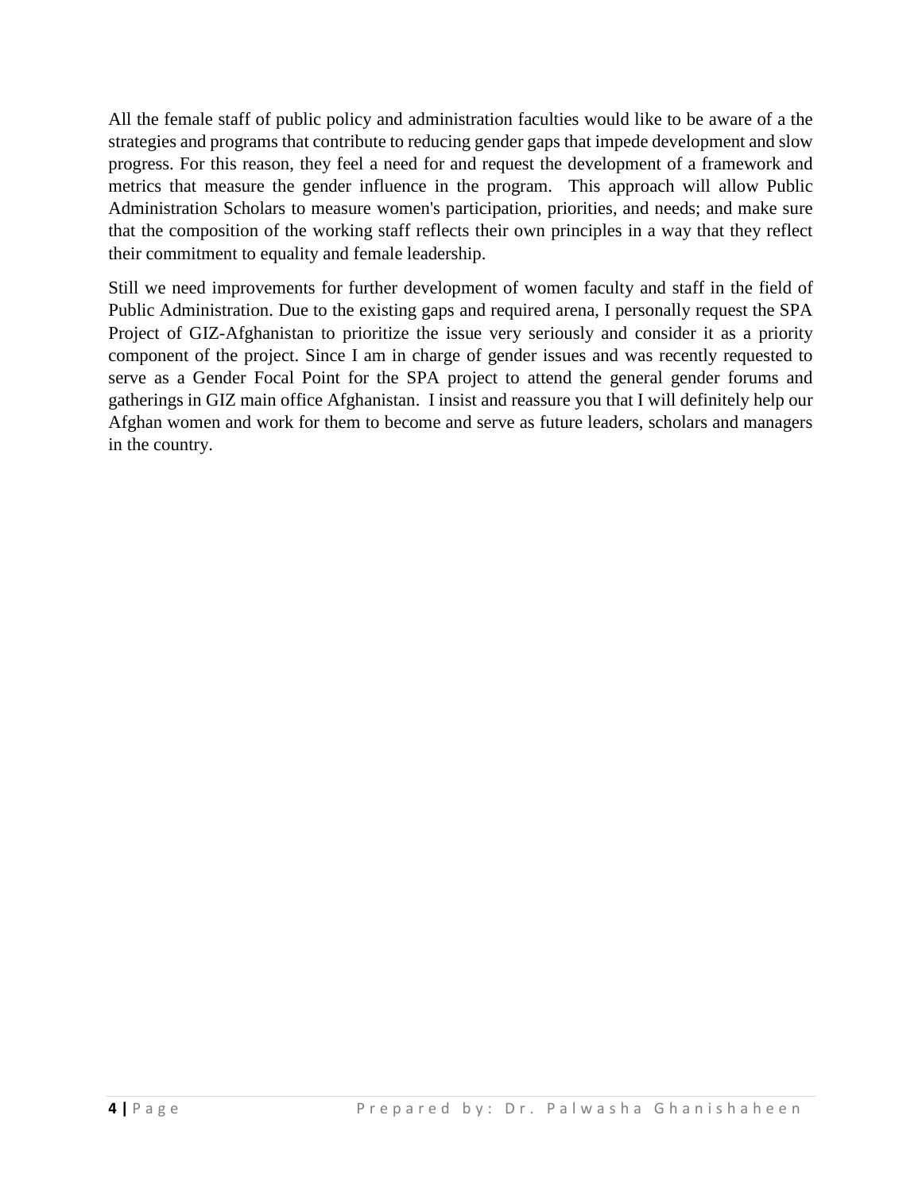All the female staff of public policy and administration faculties would like to be aware of a the strategies and programs that contribute to reducing gender gaps that impede development and slow progress. For this reason, they feel a need for and request the development of a framework and metrics that measure the gender influence in the program. This approach will allow Public Administration Scholars to measure women's participation, priorities, and needs; and make sure that the composition of the working staff reflects their own principles in a way that they reflect their commitment to equality and female leadership.

Still we need improvements for further development of women faculty and staff in the field of Public Administration. Due to the existing gaps and required arena, I personally request the SPA Project of GIZ-Afghanistan to prioritize the issue very seriously and consider it as a priority component of the project. Since I am in charge of gender issues and was recently requested to serve as a Gender Focal Point for the SPA project to attend the general gender forums and gatherings in GIZ main office Afghanistan. I insist and reassure you that I will definitely help our Afghan women and work for them to become and serve as future leaders, scholars and managers in the country.